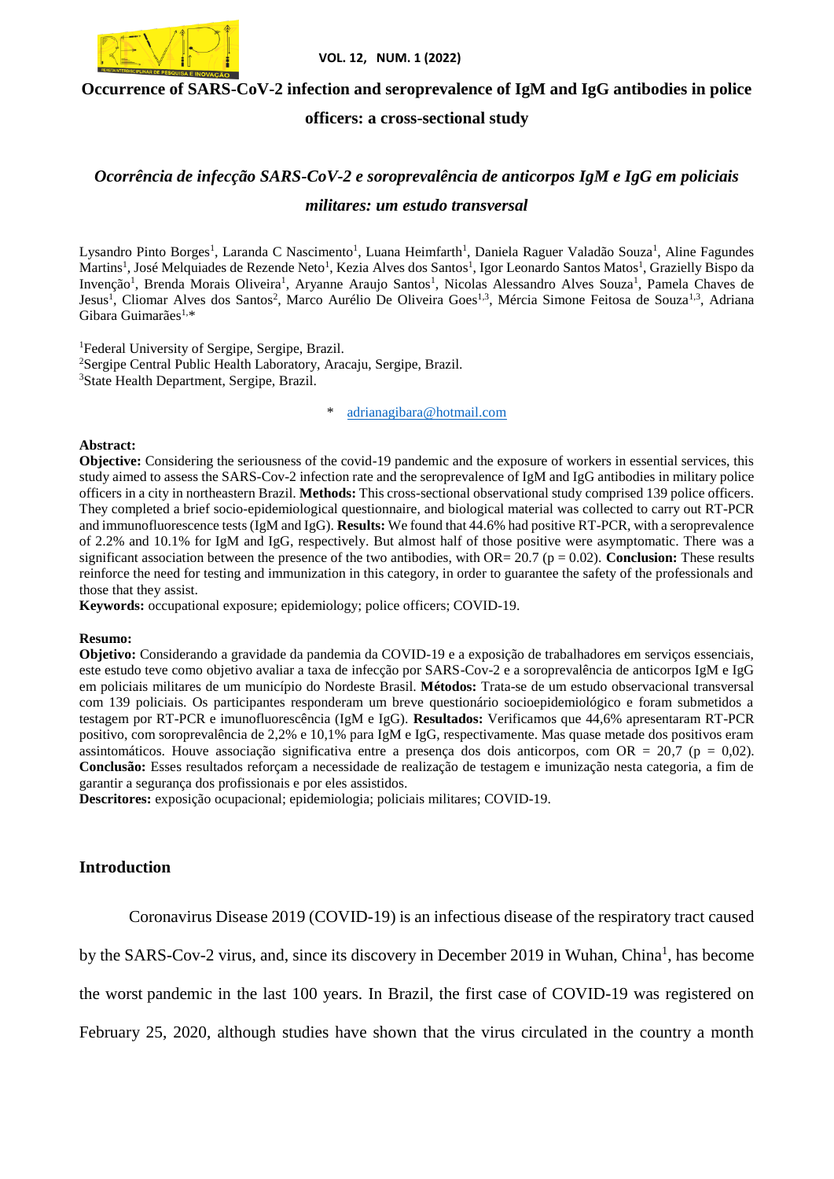# Occurrence of SARS-CoV-2 infection and seroprevalence of IgM and IgG antibodies in police officers: a cross-sectional study

## *Ocorrência de infecção SARS-CoV-2 e soroprevalência de anticorpos IgM e IgG em policiais militares: um estudo transversal*

Lysandro Pinto Borges[1], Laranda C Nascimento[1], Luana Heimfarth[1], Daniela Raguer Valadão Souza[1], Aline Fagundes Martins[1], José Melquiades de Rezende Neto[1], Kezia Alves dos Santos[1], Igor Leonardo Santos Matos[1], Grazielly Bispo da Invenção[1], Brenda Morais Oliveira[1], Aryanne Araujo Santos[1], Nicolas Alessandro Alves Souza[1], Pamela Chaves de Jesus[1], Cliomar Alves dos Santos[2], Marco Aurélio De Oliveira Goes[1,3], Mércia Simone Feitosa de Souza[1,3], Adriana Gibara Guimarães[1,*]

[1]Federal University of Sergipe, Sergipe, Brazil.
[2]Sergipe Central Public Health Laboratory, Aracaju, Sergipe, Brazil.
[3]State Health Department, Sergipe, Brazil.

\* adrianagibara@hotmail.com

**Abstract:**
**Objective:** Considering the seriousness of the covid-19 pandemic and the exposure of workers in essential services, this study aimed to assess the SARS-Cov-2 infection rate and the seroprevalence of IgM and IgG antibodies in military police officers in a city in northeastern Brazil. **Methods:** This cross-sectional observational study comprised 139 police officers. They completed a brief socio-epidemiological questionnaire, and biological material was collected to carry out RT-PCR and immunofluorescence tests (IgM and IgG). **Results:** We found that 44.6% had positive RT-PCR, with a seroprevalence of 2.2% and 10.1% for IgM and IgG, respectively. But almost half of those positive were asymptomatic. There was a significant association between the presence of the two antibodies, with OR= 20.7 ($p = 0.02$). **Conclusion:** These results reinforce the need for testing and immunization in this category, in order to guarantee the safety of the professionals and those that they assist.
**Keywords:** occupational exposure; epidemiology; police officers; COVID-19.

**Resumo:**
**Objetivo:** Considerando a gravidade da pandemia da COVID-19 e a exposição de trabalhadores em serviços essenciais, este estudo teve como objetivo avaliar a taxa de infecção por SARS-Cov-2 e a soroprevalência de anticorpos IgM e IgG em policiais militares de um município do Nordeste Brasil. **Métodos:** Trata-se de um estudo observacional transversal com 139 policiais. Os participantes responderam um breve questionário socioepidemiológico e foram submetidos a testagem por RT-PCR e imunofluorescência (IgM e IgG). **Resultados:** Verificamos que 44,6% apresentaram RT-PCR positivo, com soroprevalência de 2,2% e 10,1% para IgM e IgG, respectivamente. Mas quase metade dos positivos eram assintomáticos. Houve associação significativa entre a presença dos dois anticorpos, com OR = 20,7 (p = 0,02). **Conclusão:** Esses resultados reforçam a necessidade de realização de testagem e imunização nesta categoria, a fim de garantir a segurança dos profissionais e por eles assistidos.
**Descritores:** exposição ocupacional; epidemiologia; policiais militares; COVID-19.

## Introduction

Coronavirus Disease 2019 (COVID-19) is an infectious disease of the respiratory tract caused by the SARS-Cov-2 virus, and, since its discovery in December 2019 in Wuhan, China[1], has become the worst pandemic in the last 100 years. In Brazil, the first case of COVID-19 was registered on February 25, 2020, although studies have shown that the virus circulated in the country a month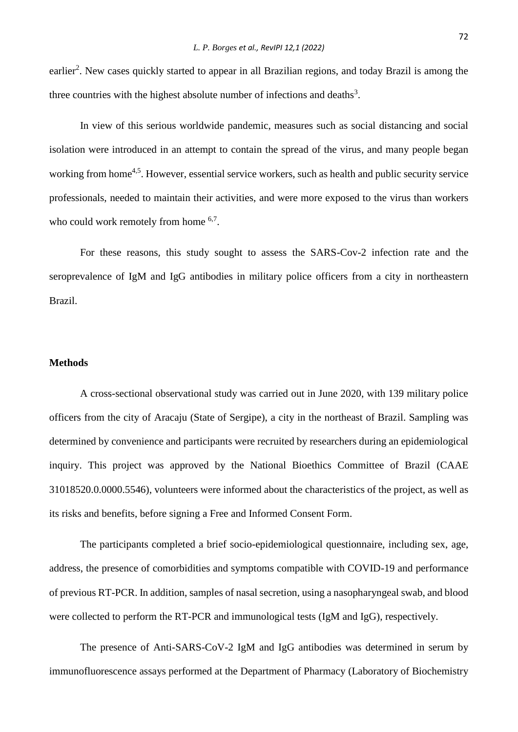earlier[2]. New cases quickly started to appear in all Brazilian regions, and today Brazil is among the three countries with the highest absolute number of infections and deaths[3].

In view of this serious worldwide pandemic, measures such as social distancing and social isolation were introduced in an attempt to contain the spread of the virus, and many people began working from home[4,5]. However, essential service workers, such as health and public security service professionals, needed to maintain their activities, and were more exposed to the virus than workers who could work remotely from home [6,7].

For these reasons, this study sought to assess the SARS-Cov-2 infection rate and the seroprevalence of IgM and IgG antibodies in military police officers from a city in northeastern Brazil.

## Methods

A cross-sectional observational study was carried out in June 2020, with 139 military police officers from the city of Aracaju (State of Sergipe), a city in the northeast of Brazil. Sampling was determined by convenience and participants were recruited by researchers during an epidemiological inquiry. This project was approved by the National Bioethics Committee of Brazil (CAAE 31018520.0.0000.5546), volunteers were informed about the characteristics of the project, as well as its risks and benefits, before signing a Free and Informed Consent Form.

The participants completed a brief socio-epidemiological questionnaire, including sex, age, address, the presence of comorbidities and symptoms compatible with COVID-19 and performance of previous RT-PCR. In addition, samples of nasal secretion, using a nasopharyngeal swab, and blood were collected to perform the RT-PCR and immunological tests (IgM and IgG), respectively.

The presence of Anti-SARS-CoV-2 IgM and IgG antibodies was determined in serum by immunofluorescence assays performed at the Department of Pharmacy (Laboratory of Biochemistry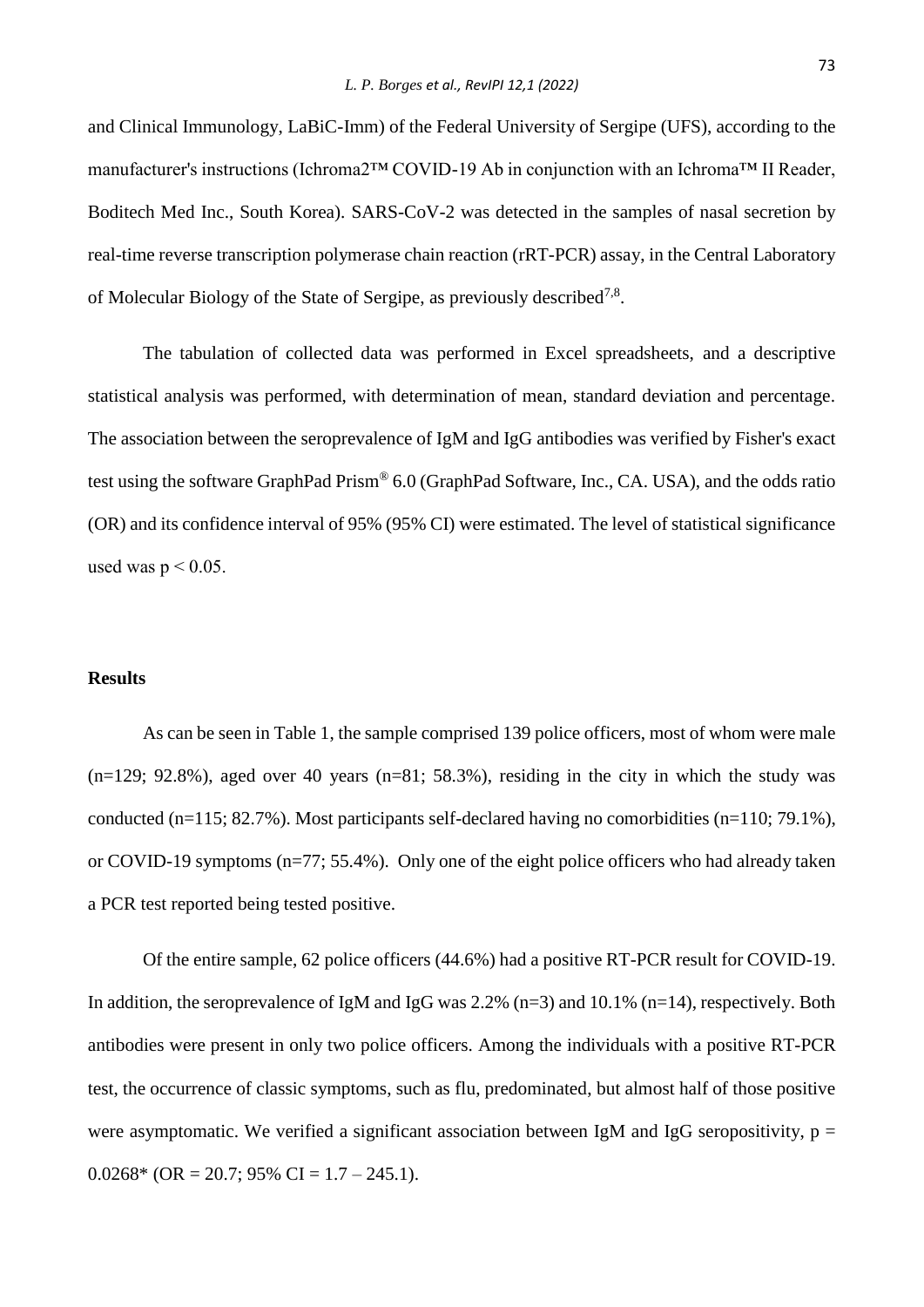and Clinical Immunology, LaBiC-Imm) of the Federal University of Sergipe (UFS), according to the manufacturer's instructions (Ichroma2™ COVID-19 Ab in conjunction with an Ichroma™ II Reader, Boditech Med Inc., South Korea). SARS-CoV-2 was detected in the samples of nasal secretion by real-time reverse transcription polymerase chain reaction (rRT-PCR) assay, in the Central Laboratory of Molecular Biology of the State of Sergipe, as previously described[7,8].

The tabulation of collected data was performed in Excel spreadsheets, and a descriptive statistical analysis was performed, with determination of mean, standard deviation and percentage. The association between the seroprevalence of IgM and IgG antibodies was verified by Fisher's exact test using the software GraphPad Prism® 6.0 (GraphPad Software, Inc., CA. USA), and the odds ratio (OR) and its confidence interval of 95% (95% CI) were estimated. The level of statistical significance used was $p < 0.05$.

## Results

As can be seen in Table 1, the sample comprised 139 police officers, most of whom were male (n=129; 92.8%), aged over 40 years (n=81; 58.3%), residing in the city in which the study was conducted (n=115; 82.7%). Most participants self-declared having no comorbidities (n=110; 79.1%), or COVID-19 symptoms (n=77; 55.4%). Only one of the eight police officers who had already taken a PCR test reported being tested positive.

Of the entire sample, 62 police officers (44.6%) had a positive RT-PCR result for COVID-19. In addition, the seroprevalence of IgM and IgG was 2.2% (n=3) and 10.1% (n=14), respectively. Both antibodies were present in only two police officers. Among the individuals with a positive RT-PCR test, the occurrence of classic symptoms, such as flu, predominated, but almost half of those positive were asymptomatic. We verified a significant association between IgM and IgG seropositivity, $p = 0.0268$* (OR = 20.7; 95% CI = 1.7 – 245.1).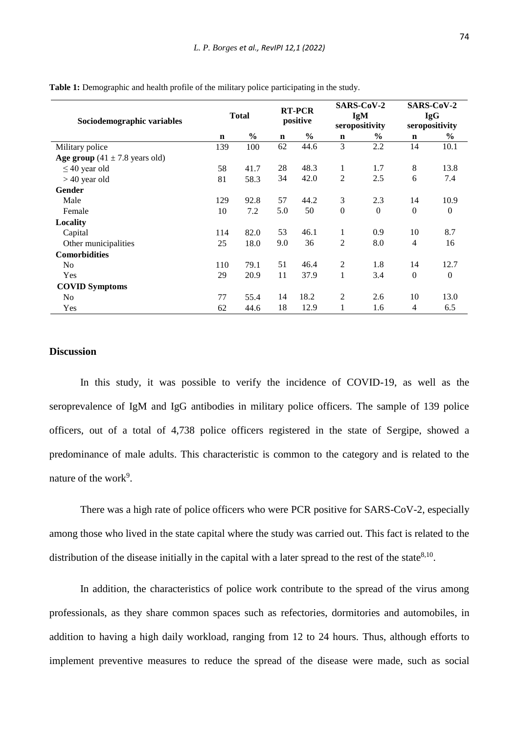**Table 1:** Demographic and health profile of the military police participating in the study.

| Sociodemographic variables | Total | | RT-PCR positive | | SARS-CoV-2 IgM seropositivity | | SARS-CoV-2 IgG seropositivity | |
|---|---|---|---|---|---|---|---|---|
| | n | % | n | % | n | % | n | % |
| Military police | 139 | 100 | 62 | 44.6 | 3 | 2.2 | 14 | 10.1 |
| **Age group** (41 ± 7.8 years old) | | | | | | | | |
| ≤ 40 year old | 58 | 41.7 | 28 | 48.3 | 1 | 1.7 | 8 | 13.8 |
| > 40 year old | 81 | 58.3 | 34 | 42.0 | 2 | 2.5 | 6 | 7.4 |
| **Gender** | | | | | | | | |
| Male | 129 | 92.8 | 57 | 44.2 | 3 | 2.3 | 14 | 10.9 |
| Female | 10 | 7.2 | 5.0 | 50 | 0 | 0 | 0 | 0 |
| **Locality** | | | | | | | | |
| Capital | 114 | 82.0 | 53 | 46.1 | 1 | 0.9 | 10 | 8.7 |
| Other municipalities | 25 | 18.0 | 9.0 | 36 | 2 | 8.0 | 4 | 16 |
| **Comorbidities** | | | | | | | | |
| No | 110 | 79.1 | 51 | 46.4 | 2 | 1.8 | 14 | 12.7 |
| Yes | 29 | 20.9 | 11 | 37.9 | 1 | 3.4 | 0 | 0 |
| **COVID Symptoms** | | | | | | | | |
| No | 77 | 55.4 | 14 | 18.2 | 2 | 2.6 | 10 | 13.0 |
| Yes | 62 | 44.6 | 18 | 12.9 | 1 | 1.6 | 4 | 6.5 |

## Discussion

In this study, it was possible to verify the incidence of COVID-19, as well as the seroprevalence of IgM and IgG antibodies in military police officers. The sample of 139 police officers, out of a total of 4,738 police officers registered in the state of Sergipe, showed a predominance of male adults. This characteristic is common to the category and is related to the nature of the work[9].

There was a high rate of police officers who were PCR positive for SARS-CoV-2, especially among those who lived in the state capital where the study was carried out. This fact is related to the distribution of the disease initially in the capital with a later spread to the rest of the state[8,10].

In addition, the characteristics of police work contribute to the spread of the virus among professionals, as they share common spaces such as refectories, dormitories and automobiles, in addition to having a high daily workload, ranging from 12 to 24 hours. Thus, although efforts to implement preventive measures to reduce the spread of the disease were made, such as social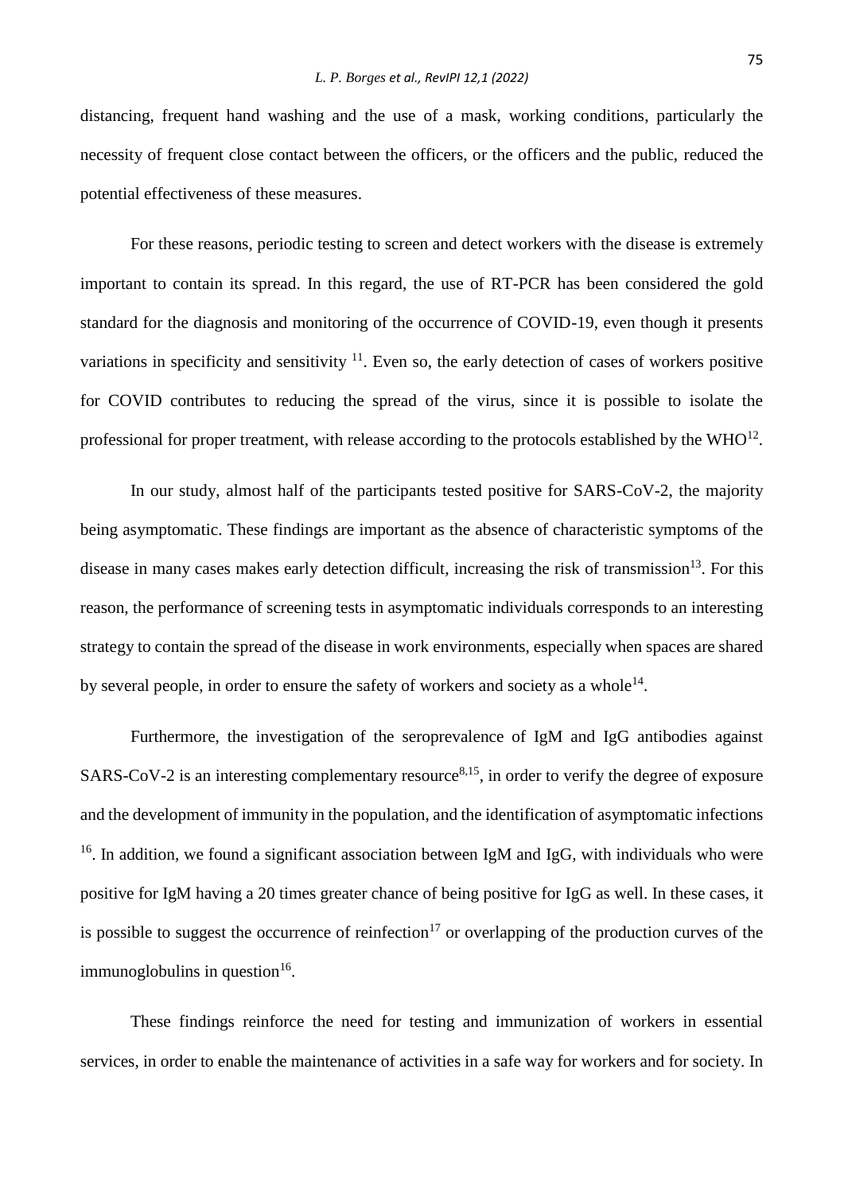distancing, frequent hand washing and the use of a mask, working conditions, particularly the necessity of frequent close contact between the officers, or the officers and the public, reduced the potential effectiveness of these measures.

For these reasons, periodic testing to screen and detect workers with the disease is extremely important to contain its spread. In this regard, the use of RT-PCR has been considered the gold standard for the diagnosis and monitoring of the occurrence of COVID-19, even though it presents variations in specificity and sensitivity [11]. Even so, the early detection of cases of workers positive for COVID contributes to reducing the spread of the virus, since it is possible to isolate the professional for proper treatment, with release according to the protocols established by the WHO[12].

In our study, almost half of the participants tested positive for SARS-CoV-2, the majority being asymptomatic. These findings are important as the absence of characteristic symptoms of the disease in many cases makes early detection difficult, increasing the risk of transmission[13]. For this reason, the performance of screening tests in asymptomatic individuals corresponds to an interesting strategy to contain the spread of the disease in work environments, especially when spaces are shared by several people, in order to ensure the safety of workers and society as a whole[14].

Furthermore, the investigation of the seroprevalence of IgM and IgG antibodies against SARS-CoV-2 is an interesting complementary resource[8,15], in order to verify the degree of exposure and the development of immunity in the population, and the identification of asymptomatic infections [16]. In addition, we found a significant association between IgM and IgG, with individuals who were positive for IgM having a 20 times greater chance of being positive for IgG as well. In these cases, it is possible to suggest the occurrence of reinfection[17] or overlapping of the production curves of the immunoglobulins in question[16].

These findings reinforce the need for testing and immunization of workers in essential services, in order to enable the maintenance of activities in a safe way for workers and for society. In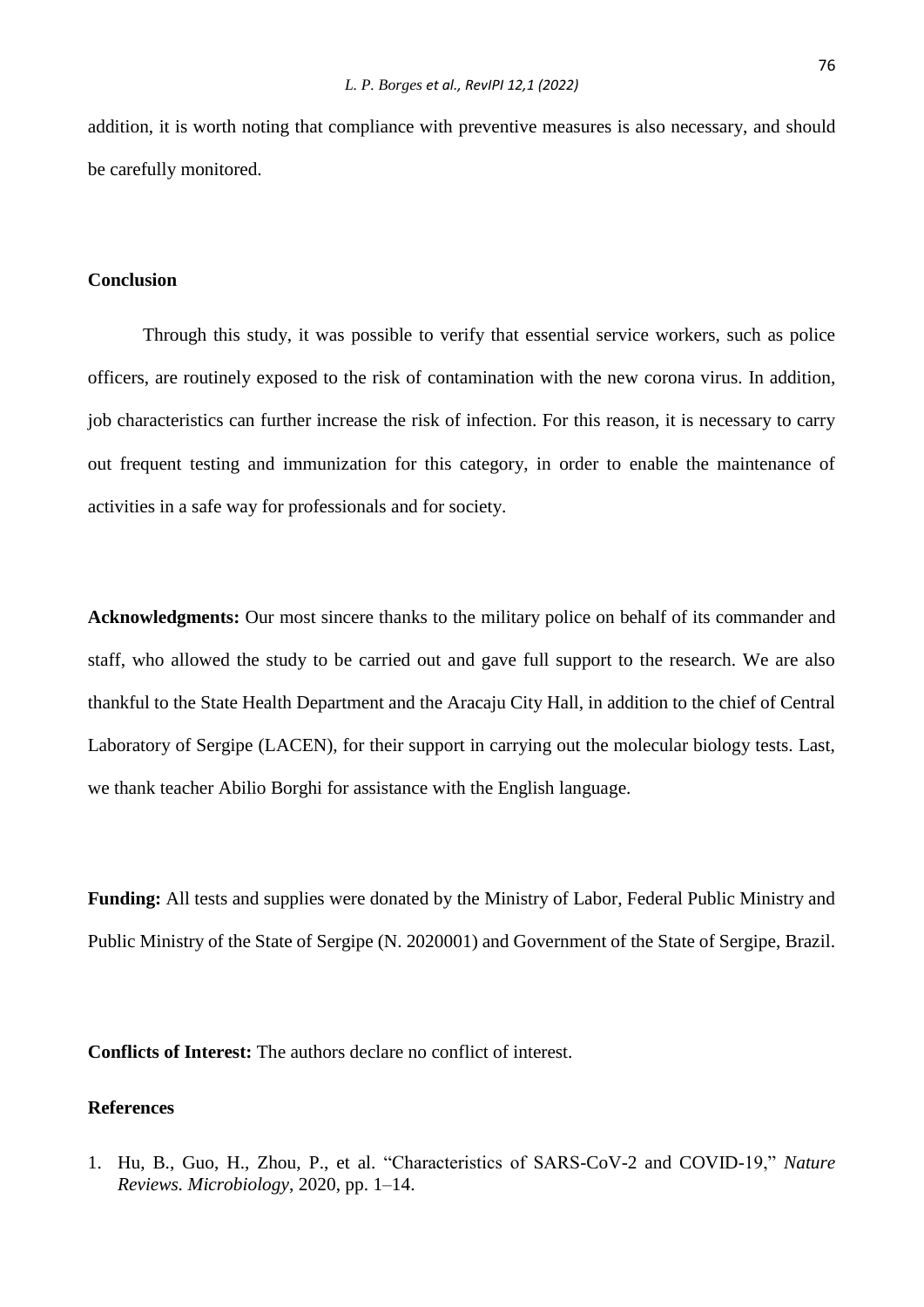addition, it is worth noting that compliance with preventive measures is also necessary, and should be carefully monitored.

## Conclusion

Through this study, it was possible to verify that essential service workers, such as police officers, are routinely exposed to the risk of contamination with the new corona virus. In addition, job characteristics can further increase the risk of infection. For this reason, it is necessary to carry out frequent testing and immunization for this category, in order to enable the maintenance of activities in a safe way for professionals and for society.

**Acknowledgments:** Our most sincere thanks to the military police on behalf of its commander and staff, who allowed the study to be carried out and gave full support to the research. We are also thankful to the State Health Department and the Aracaju City Hall, in addition to the chief of Central Laboratory of Sergipe (LACEN), for their support in carrying out the molecular biology tests. Last, we thank teacher Abilio Borghi for assistance with the English language.

**Funding:** All tests and supplies were donated by the Ministry of Labor, Federal Public Ministry and Public Ministry of the State of Sergipe (N. 2020001) and Government of the State of Sergipe, Brazil.

**Conflicts of Interest:** The authors declare no conflict of interest.

## References

1. Hu, B., Guo, H., Zhou, P., et al. "Characteristics of SARS-CoV-2 and COVID-19," *Nature Reviews. Microbiology*, 2020, pp. 1–14.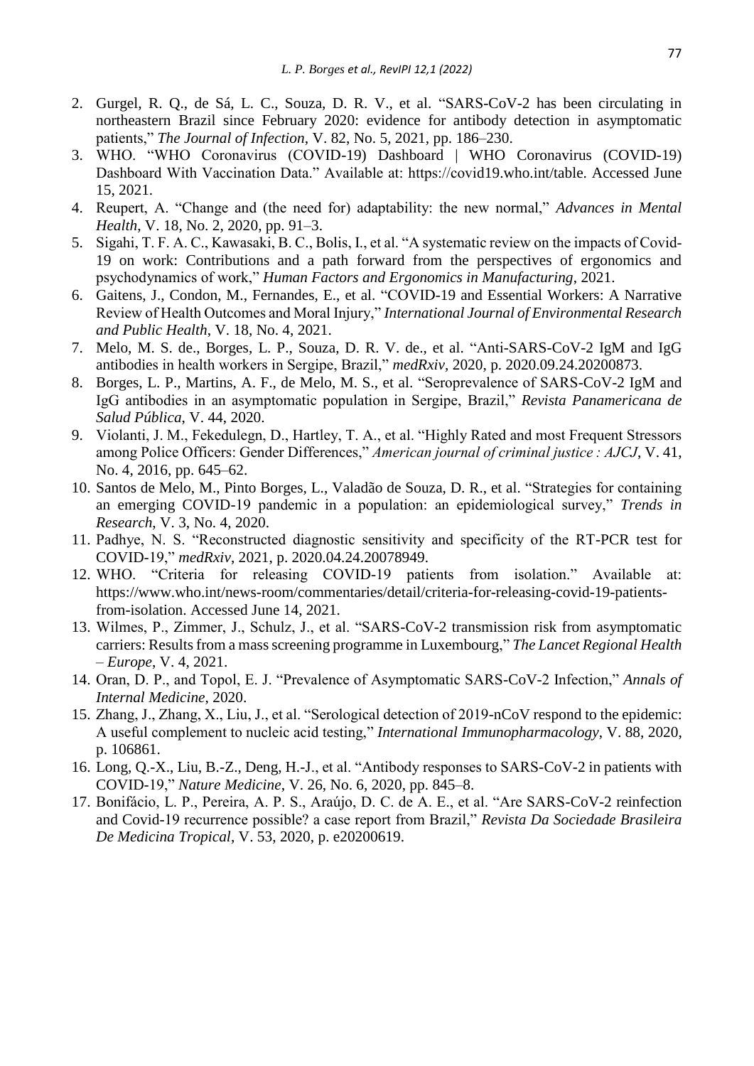2. Gurgel, R. Q., de Sá, L. C., Souza, D. R. V., et al. "SARS-CoV-2 has been circulating in northeastern Brazil since February 2020: evidence for antibody detection in asymptomatic patients," *The Journal of Infection*, V. 82, No. 5, 2021, pp. 186–230.
3. WHO. "WHO Coronavirus (COVID-19) Dashboard | WHO Coronavirus (COVID-19) Dashboard With Vaccination Data." Available at: https://covid19.who.int/table. Accessed June 15, 2021.
4. Reupert, A. "Change and (the need for) adaptability: the new normal," *Advances in Mental Health*, V. 18, No. 2, 2020, pp. 91–3.
5. Sigahi, T. F. A. C., Kawasaki, B. C., Bolis, I., et al. "A systematic review on the impacts of Covid-19 on work: Contributions and a path forward from the perspectives of ergonomics and psychodynamics of work," *Human Factors and Ergonomics in Manufacturing*, 2021.
6. Gaitens, J., Condon, M., Fernandes, E., et al. "COVID-19 and Essential Workers: A Narrative Review of Health Outcomes and Moral Injury," *International Journal of Environmental Research and Public Health*, V. 18, No. 4, 2021.
7. Melo, M. S. de., Borges, L. P., Souza, D. R. V. de., et al. "Anti-SARS-CoV-2 IgM and IgG antibodies in health workers in Sergipe, Brazil," *medRxiv*, 2020, p. 2020.09.24.20200873.
8. Borges, L. P., Martins, A. F., de Melo, M. S., et al. "Seroprevalence of SARS-CoV-2 IgM and IgG antibodies in an asymptomatic population in Sergipe, Brazil," *Revista Panamericana de Salud Pública*, V. 44, 2020.
9. Violanti, J. M., Fekedulegn, D., Hartley, T. A., et al. "Highly Rated and most Frequent Stressors among Police Officers: Gender Differences," *American journal of criminal justice : AJCJ*, V. 41, No. 4, 2016, pp. 645–62.
10. Santos de Melo, M., Pinto Borges, L., Valadão de Souza, D. R., et al. "Strategies for containing an emerging COVID-19 pandemic in a population: an epidemiological survey," *Trends in Research*, V. 3, No. 4, 2020.
11. Padhye, N. S. "Reconstructed diagnostic sensitivity and specificity of the RT-PCR test for COVID-19," *medRxiv*, 2021, p. 2020.04.24.20078949.
12. WHO. "Criteria for releasing COVID-19 patients from isolation." Available at: https://www.who.int/news-room/commentaries/detail/criteria-for-releasing-covid-19-patients-from-isolation. Accessed June 14, 2021.
13. Wilmes, P., Zimmer, J., Schulz, J., et al. "SARS-CoV-2 transmission risk from asymptomatic carriers: Results from a mass screening programme in Luxembourg," *The Lancet Regional Health – Europe*, V. 4, 2021.
14. Oran, D. P., and Topol, E. J. "Prevalence of Asymptomatic SARS-CoV-2 Infection," *Annals of Internal Medicine*, 2020.
15. Zhang, J., Zhang, X., Liu, J., et al. "Serological detection of 2019-nCoV respond to the epidemic: A useful complement to nucleic acid testing," *International Immunopharmacology*, V. 88, 2020, p. 106861.
16. Long, Q.-X., Liu, B.-Z., Deng, H.-J., et al. "Antibody responses to SARS-CoV-2 in patients with COVID-19," *Nature Medicine*, V. 26, No. 6, 2020, pp. 845–8.
17. Bonifácio, L. P., Pereira, A. P. S., Araújo, D. C. de A. E., et al. "Are SARS-CoV-2 reinfection and Covid-19 recurrence possible? a case report from Brazil," *Revista Da Sociedade Brasileira De Medicina Tropical*, V. 53, 2020, p. e20200619.